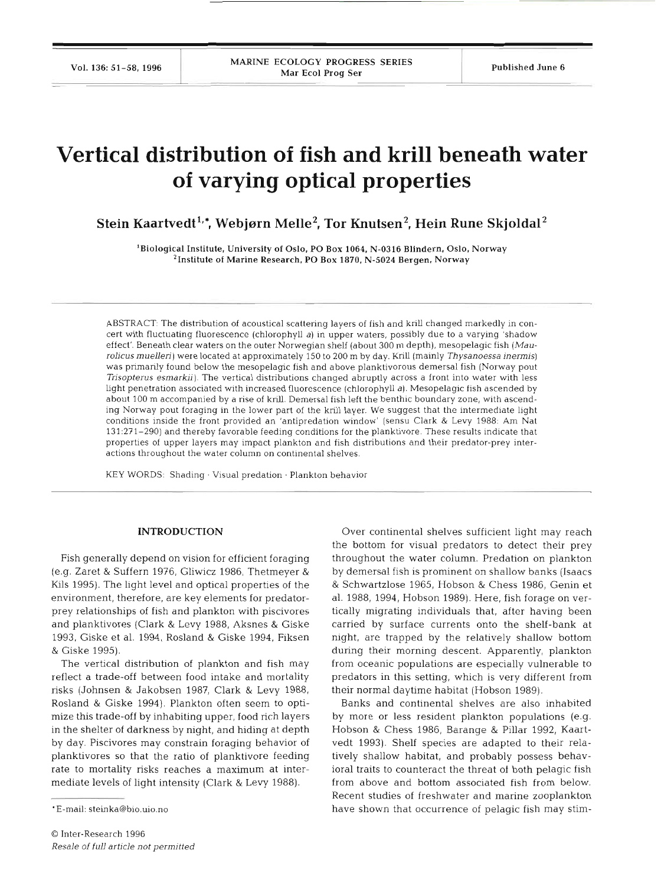# Vertical distribution of fish and krill beneath water of varying optical properties

**Stein Kaartvedt[1,*], Webjørn Melle[2], Tor Knutsen[2], Hein Rune Skjoldal[2]**

[1]Biological Institute, University of Oslo, PO Box 1064, N-0316 Blindern, Oslo, Norway
[2]Institute of Marine Research, PO Box 1870, N-5024 Bergen, Norway

ABSTRACT: The distribution of acoustical scattering layers of fish and krill changed markedly in concert with fluctuating fluorescence (chlorophyll *a*) in upper waters, possibly due to a varying 'shadow effect'. Beneath clear waters on the outer Norwegian shelf (about 300 m depth), mesopelagic fish (*Maurolicus muelleri*) were located at approximately 150 to 200 m by day. Krill (mainly *Thysanoessa inermis*) was primarily found below the mesopelagic fish and above planktivorous demersal fish (Norway pout *Trisopterus esmarkii*). The vertical distributions changed abruptly across a front into water with less light penetration associated with increased fluorescence (chlorophyll *a*). Mesopelagic fish ascended by about 100 m accompanied by a rise of krill. Demersal fish left the benthic boundary zone, with ascending Norway pout foraging in the lower part of the krill layer. We suggest that the intermediate light conditions inside the front provided an 'antipredation window' (sensu Clark & Levy 1988: Am Nat 131:271–290) and thereby favorable feeding conditions for the planktivore. These results indicate that properties of upper layers may impact plankton and fish distributions and their predator-prey interactions throughout the water column on continental shelves.

KEY WORDS: Shading · Visual predation · Plankton behavior

## INTRODUCTION

Fish generally depend on vision for efficient foraging (e.g. Zaret & Suffern 1976, Gliwicz 1986, Thetmeyer & Kils 1995). The light level and optical properties of the environment, therefore, are key elements for predator-prey relationships of fish and plankton with piscivores and planktivores (Clark & Levy 1988, Aksnes & Giske 1993, Giske et al. 1994, Rosland & Giske 1994, Fiksen & Giske 1995).

The vertical distribution of plankton and fish may reflect a trade-off between food intake and mortality risks (Johnsen & Jakobsen 1987, Clark & Levy 1988, Rosland & Giske 1994). Plankton often seem to optimize this trade-off by inhabiting upper, food rich layers in the shelter of darkness by night, and hiding at depth by day. Piscivores may constrain foraging behavior of planktivores so that the ratio of planktivore feeding rate to mortality risks reaches a maximum at intermediate levels of light intensity (Clark & Levy 1988).

Over continental shelves sufficient light may reach the bottom for visual predators to detect their prey throughout the water column. Predation on plankton by demersal fish is prominent on shallow banks (Isaacs & Schwartzlose 1965, Hobson & Chess 1986, Genin et al. 1988, 1994, Hobson 1989). Here, fish forage on vertically migrating individuals that, after having been carried by surface currents onto the shelf-bank at night, are trapped by the relatively shallow bottom during their morning descent. Apparently, plankton from oceanic populations are especially vulnerable to predators in this setting, which is very different from their normal daytime habitat (Hobson 1989).

Banks and continental shelves are also inhabited by more or less resident plankton populations (e.g. Hobson & Chess 1986, Barange & Pillar 1992, Kaartvedt 1993). Shelf species are adapted to their relatively shallow habitat, and probably possess behavioral traits to counteract the threat of both pelagic fish from above and bottom associated fish from below. Recent studies of freshwater and marine zooplankton have shown that occurrence of pelagic fish may stim-

*E-mail: steinka@bio.uio.no

© Inter-Research 1996
*Resale of full article not permitted*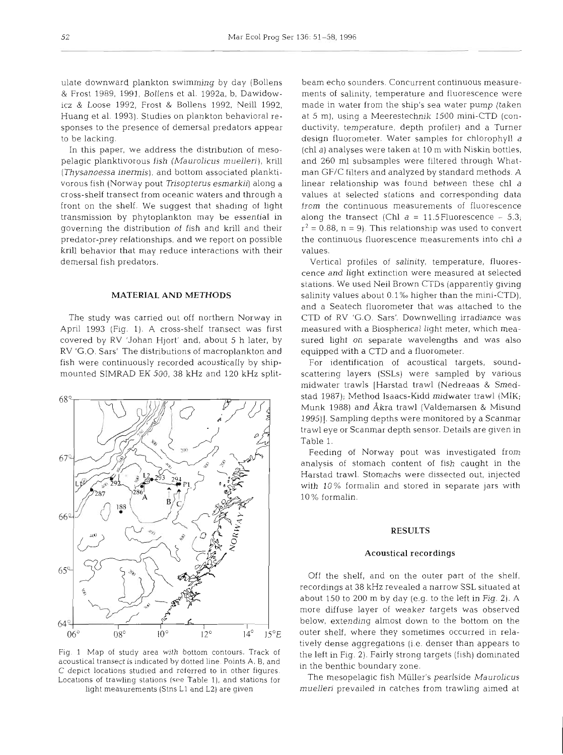ulate downward plankton swimming by day (Bollens & Frost 1989, 1991, Bollens et al. 1992a, b, Dawidowicz & Loose 1992, Frost & Bollens 1992, Neill 1992, Huang et al. 1993). Studies on plankton behavioral responses to the presence of demersal predators appear to be lacking.

In this paper, we address the distribution of mesopelagic planktivorous fish (*Maurolicus muelleri*), krill (*Thysanoessa inermis*), and bottom associated planktivorous fish (Norway pout *Trisopterus esmarkii*) along a cross-shelf transect from oceanic waters and through a front on the shelf. We suggest that shading of light transmission by phytoplankton may be essential in governing the distribution of fish and krill and their predator-prey relationships, and we report on possible krill behavior that may reduce interactions with their demersal fish predators.

## MATERIAL AND METHODS

The study was carried out off northern Norway in April 1993 (Fig. 1). A cross-shelf transect was first covered by RV 'Johan Hjort' and, about 5 h later, by RV 'G.O. Sars' The distributions of macroplankton and fish were continuously recorded acoustically by ship-mounted SIMRAD EK 500, 38 kHz and 120 kHz split-beam echo sounders. Concurrent continuous measurements of salinity, temperature and fluorescence were made in water from the ship's sea water pump (taken at 5 m), using a Meerestechnik 1500 mini-CTD (conductivity, temperature, depth profiler) and a Turner design fluorometer. Water samples for chlorophyll *a* (chl *a*) analyses were taken at 10 m with Niskin bottles, and 260 ml subsamples were filtered through Whatman GF/C filters and analyzed by standard methods. A linear relationship was found between these chl *a* values at selected stations and corresponding data from the continuous measurements of fluorescence along the transect (Chl $a$ = 11.5 Fluorescence − 5.3; $r^2$ = 0.88, $n$ = 9). This relationship was used to convert the continuous fluorescence measurements into chl *a* values.

Fig. 1. Map of study area with bottom contours. Track of acoustical transect is indicated by dotted line. Points A, B, and C depict locations studied and referred to in other figures. Locations of trawling stations (see Table 1), and stations for light measurements (Stns L1 and L2) are given

Vertical profiles of salinity, temperature, fluorescence and light extinction were measured at selected stations. We used Neil Brown CTDs (apparently giving salinity values about 0.1‰ higher than the mini-CTD), and a Seatech fluorometer that was attached to the CTD of RV 'G.O. Sars'. Downwelling irradiance was measured with a Biospherical light meter, which measured light on separate wavelengths and was also equipped with a CTD and a fluorometer.

For identification of acoustical targets, sound-scattering layers (SSLs) were sampled by various midwater trawls [Harstad trawl (Nedreaas & Smedstad 1987); Method Isaacs-Kidd midwater trawl (MIK; Munk 1988) and Åkra trawl (Valdemarsen & Misund 1995)]. Sampling depths were monitored by a Scanmar trawl eye or Scanmar depth sensor. Details are given in Table 1.

Feeding of Norway pout was investigated from analysis of stomach content of fish caught in the Harstad trawl. Stomachs were dissected out, injected with 10% formalin and stored in separate jars with 10% formalin.

## RESULTS

### Acoustical recordings

Off the shelf, and on the outer part of the shelf, recordings at 38 kHz revealed a narrow SSL situated at about 150 to 200 m by day (e.g. to the left in Fig. 2). A more diffuse layer of weaker targets was observed below, extending almost down to the bottom on the outer shelf, where they sometimes occurred in relatively dense aggregations (i.e. denser than appears to the left in Fig. 2). Fairly strong targets (fish) dominated in the benthic boundary zone.

The mesopelagic fish Müller's pearlside *Maurolicus muelleri* prevailed in catches from trawling aimed at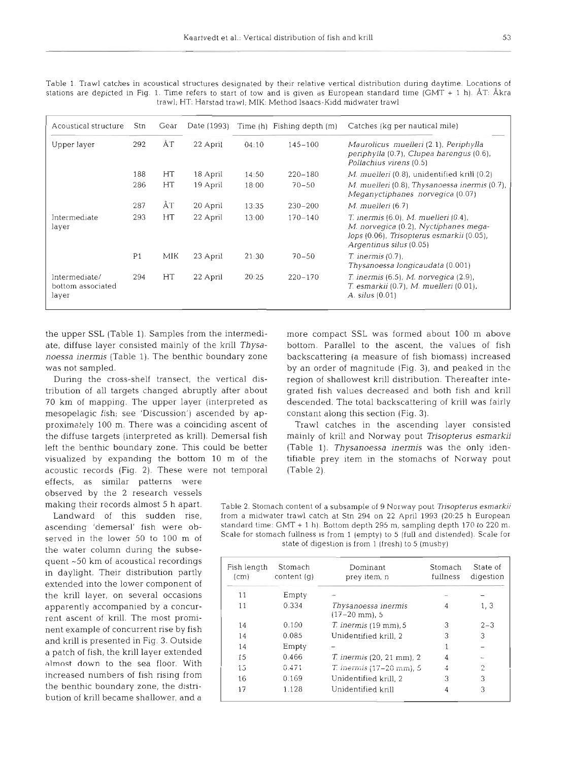Table 1. Trawl catches in acoustical structures designated by their relative vertical distribution during daytime. Locations of stations are depicted in Fig. 1. Time refers to start of tow and is given as European standard time (GMT + 1 h). ÅT: Åkra trawl; HT: Harstad trawl; MIK: Method Isaacs-Kidd midwater trawl

| Acoustical structure | Stn | Gear | Date (1993) | Time (h) | Fishing depth (m) | Catches (kg per nautical mile) |
|---|---|---|---|---|---|---|
| Upper layer | 292 | ÅT | 22 April | 04:10 | 145–100 | *Maurolicus muelleri* (2.1), *Periphylla periphylla* (0.7), *Clupea harengus* (0.6), *Pollachius virens* (0.5) |
| | 188 | HT | 18 April | 14:50 | 220–180 | *M. muelleri* (0.8), unidentified krill (0.2) |
| | 286 | HT | 19 April | 18:00 | 70–50 | *M. muelleri* (0.8), *Thysanoessa inermis* (0.7), *Meganyctiphanes norvegica* (0.07) |
| | 287 | ÅT | 20 April | 13:35 | 230–200 | *M. muelleri* (6.7) |
| Intermediate layer | 293 | HT | 22 April | 13:00 | 170–140 | *T. inermis* (6.0), *M. muelleri* (0.4), *M. norvegica* (0.2), *Nyctiphanes megalops* (0.06), *Trisopterus esmarkii* (0.05), *Argentinus silus* (0.05) |
| | P1 | MIK | 23 April | 21:30 | 70–50 | *T. inermis* (0.7), *Thysanoessa longicaudata* (0.001) |
| Intermediate/ bottom associated layer | 294 | HT | 22 April | 20:25 | 220–170 | *T. inermis* (6.5), *M. norvegica* (2.9), *T. esmarkii* (0.7), *M. muelleri* (0.01), *A. silus* (0.01) |

the upper SSL (Table 1). Samples from the intermediate, diffuse layer consisted mainly of the krill *Thysanoessa inermis* (Table 1). The benthic boundary zone was not sampled.

During the cross-shelf transect, the vertical distribution of all targets changed abruptly after about 70 km of mapping. The upper layer (interpreted as mesopelagic fish; see 'Discussion') ascended by approximately 100 m. There was a coinciding ascent of the diffuse targets (interpreted as krill). Demersal fish left the benthic boundary zone. This could be better visualized by expanding the bottom 10 m of the acoustic records (Fig. 2). These were not temporal effects, as similar patterns were observed by the 2 research vessels making their records almost 5 h apart.

Landward of this sudden rise, ascending 'demersal' fish were observed in the lower 50 to 100 m of the water column during the subsequent ~50 km of acoustical recordings in daylight. Their distribution partly extended into the lower component of the krill layer, on several occasions apparently accompanied by a concurrent ascent of krill. The most prominent example of concurrent rise by fish and krill is presented in Fig. 3. Outside a patch of fish, the krill layer extended almost down to the sea floor. With increased numbers of fish rising from the benthic boundary zone, the distribution of krill became shallower, and a more compact SSL was formed about 100 m above bottom. Parallel to the ascent, the values of fish backscattering (a measure of fish biomass) increased by an order of magnitude (Fig. 3), and peaked in the region of shallowest krill distribution. Thereafter integrated fish values decreased and both fish and krill descended. The total backscattering of krill was fairly constant along this section (Fig. 3).

Trawl catches in the ascending layer consisted mainly of krill and Norway pout *Trisopterus esmarkii* (Table 1). *Thysanoessa inermis* was the only identifiable prey item in the stomachs of Norway pout (Table 2).

Table 2. Stomach content of a subsample of 9 Norway pout *Trisopterus esmarkii* from a midwater trawl catch at Stn 294 on 22 April 1993 (20:25 h European standard time: GMT + 1 h). Bottom depth 295 m, sampling depth 170 to 220 m. Scale for stomach fullness is from 1 (empty) to 5 (full and distended). Scale for state of digestion is from 1 (fresh) to 5 (mushy)

| Fish length (cm) | Stomach content (g) | Dominant prey item, n | Stomach fullness | State of digestion |
|---|---|---|---|---|
| 11 | Empty | – | – | – |
| 11 | 0.334 | *Thysanoessa inermis* (17–20 mm), 5 | 4 | 1, 3 |
| 14 | 0.100 | *T. inermis* (19 mm), 5 | 3 | 2–3 |
| 14 | 0.085 | Unidentified krill, 2 | 3 | 3 |
| 14 | Empty | – | 1 | – |
| 15 | 0.466 | *T. inermis* (20, 21 mm), 2 | 4 | – |
| 15 | 0.471 | *T. inermis* (17–20 mm), 5 | 4 | 2 |
| 16 | 0.169 | Unidentified krill, 2 | 3 | 3 |
| 17 | 1.128 | Unidentified krill | 4 | 3 |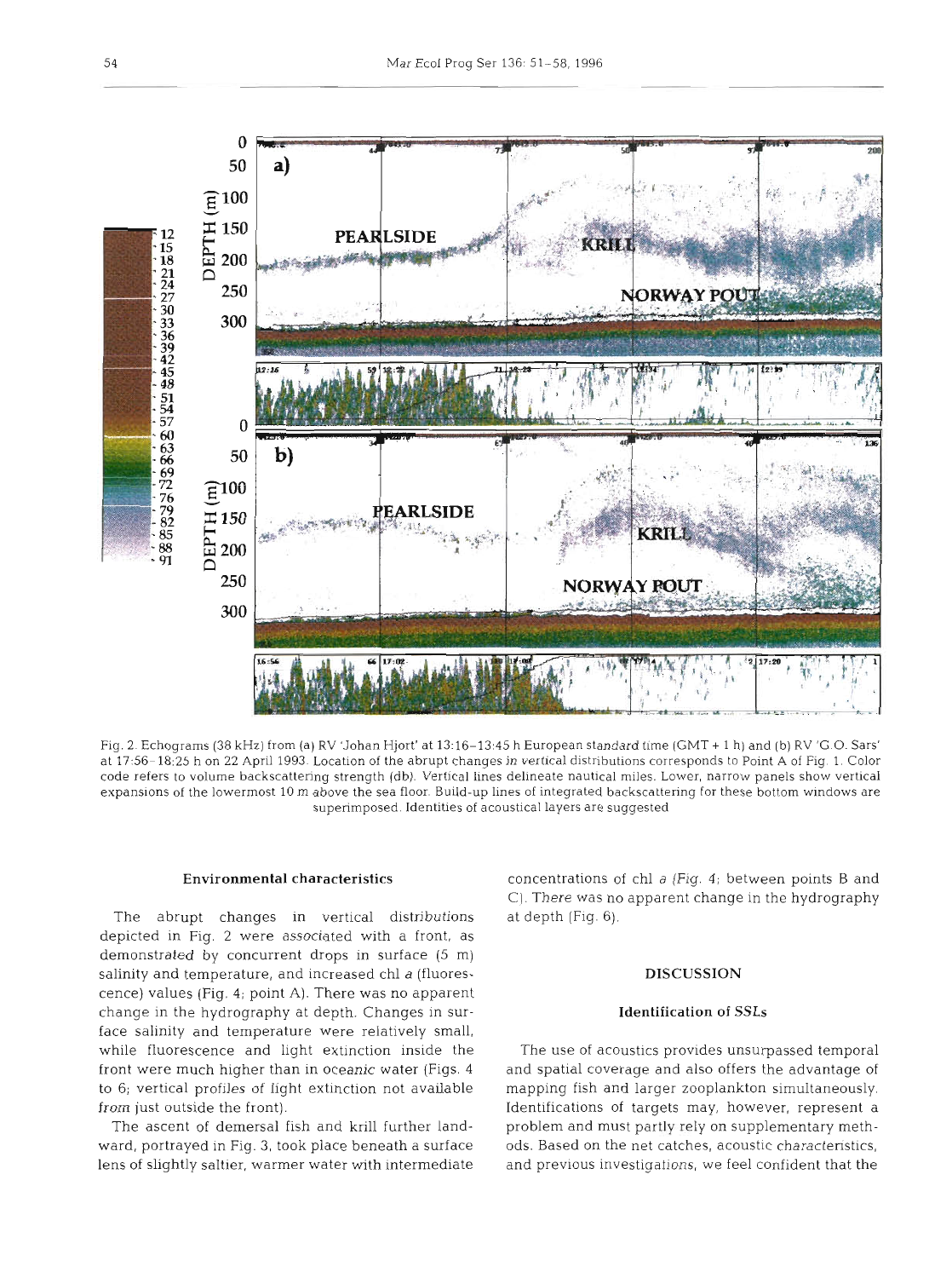Fig. 2. Echograms (38 kHz) from (a) RV 'Johan Hjort' at 13:16–13:45 h European standard time (GMT + 1 h) and (b) RV 'G.O. Sars' at 17:56–18:25 h on 22 April 1993. Location of the abrupt changes in vertical distributions corresponds to Point A of Fig. 1. Color code refers to volume backscattering strength (db). Vertical lines delineate nautical miles. Lower, narrow panels show vertical expansions of the lowermost 10 m above the sea floor. Build-up lines of integrated backscattering for these bottom windows are superimposed. Identities of acoustical layers are suggested

### Environmental characteristics

The abrupt changes in vertical distributions depicted in Fig. 2 were associated with a front, as demonstrated by concurrent drops in surface (5 m) salinity and temperature, and increased chl *a* (fluorescence) values (Fig. 4; point A). There was no apparent change in the hydrography at depth. Changes in surface salinity and temperature were relatively small, while fluorescence and light extinction inside the front were much higher than in oceanic water (Figs. 4 to 6; vertical profiles of light extinction not available from just outside the front).

The ascent of demersal fish and krill further landward, portrayed in Fig. 3, took place beneath a surface lens of slightly saltier, warmer water with intermediate concentrations of chl *a* (Fig. 4; between points B and C). There was no apparent change in the hydrography at depth (Fig. 6).

## DISCUSSION

### Identification of SSLs

The use of acoustics provides unsurpassed temporal and spatial coverage and also offers the advantage of mapping fish and larger zooplankton simultaneously. Identifications of targets may, however, represent a problem and must partly rely on supplementary methods. Based on the net catches, acoustic characteristics, and previous investigations, we feel confident that the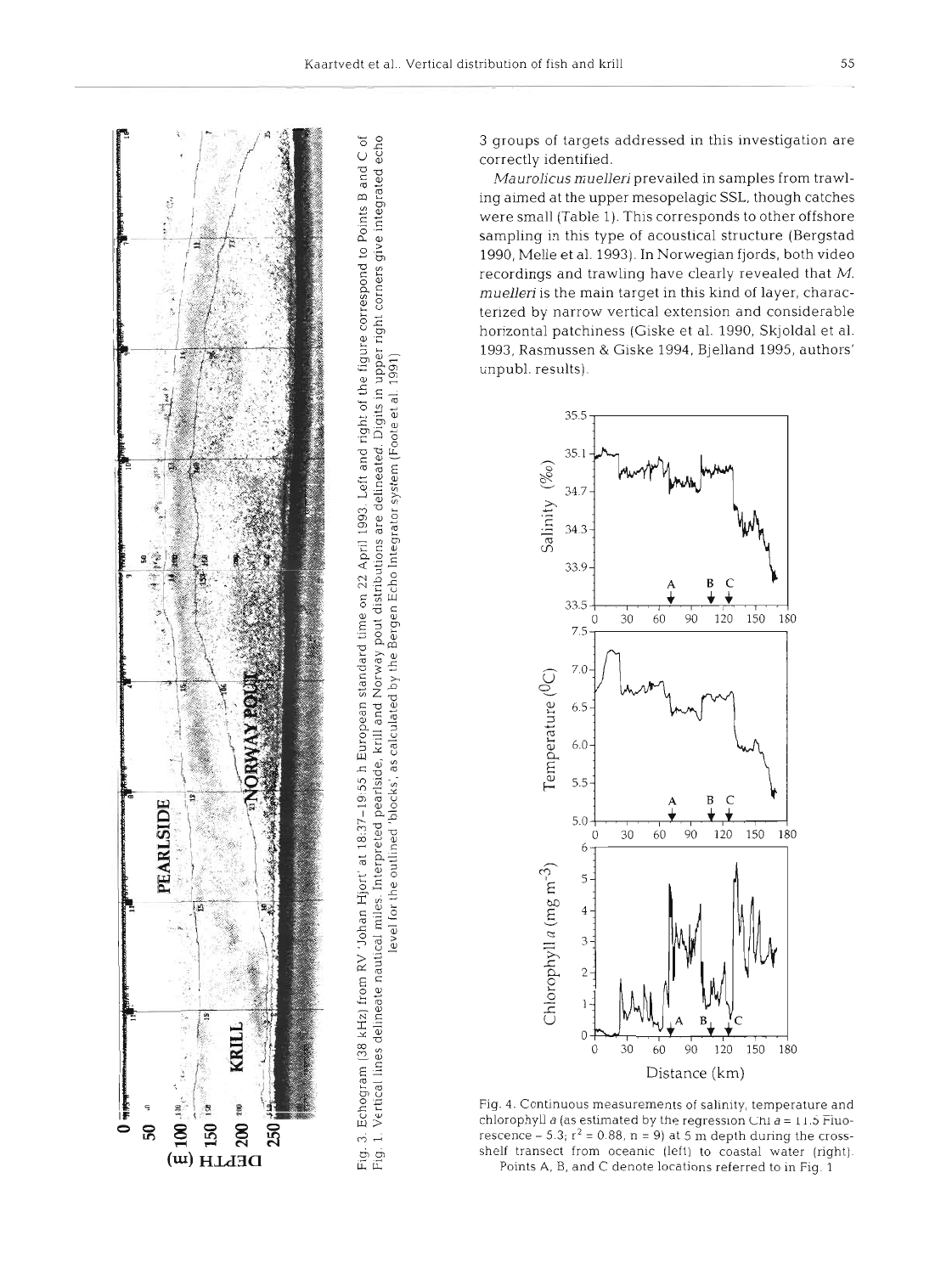Fig. 3. Echogram (38 kHz) from RV 'Johan Hjort' at 18:37–19:55 h European standard time on 22 April 1993. Left and right of the figure correspond to Points B and C of Fig. 1. Vertical lines delineate nautical miles. Interpreted pearlside, krill and Norway pout distributions are delineated. Digits in upper right corners give integrated echo level for the outlined 'blocks', as calculated by the Bergen Echo Integrator system (Foote et al. 1991)

3 groups of targets addressed in this investigation are correctly identified.

*Maurolicus muelleri* prevailed in samples from trawling aimed at the upper mesopelagic SSL, though catches were small (Table 1). This corresponds to other offshore sampling in this type of acoustical structure (Bergstad 1990, Melle et al. 1993). In Norwegian fjords, both video recordings and trawling have clearly revealed that *M. muelleri* is the main target in this kind of layer, characterized by narrow vertical extension and considerable horizontal patchiness (Giske et al. 1990, Skjoldal et al. 1993, Rasmussen & Giske 1994, Bjelland 1995, authors' unpubl. results).

Fig. 4. Continuous measurements of salinity, temperature and chlorophyll *a* (as estimated by the regression Chl $a = 11.5$ Fluorescence $- 5.3$; $r^2 = 0.88$, $n = 9$) at 5 m depth during the cross-shelf transect from oceanic (left) to coastal water (right). Points A, B, and C denote locations referred to in Fig. 1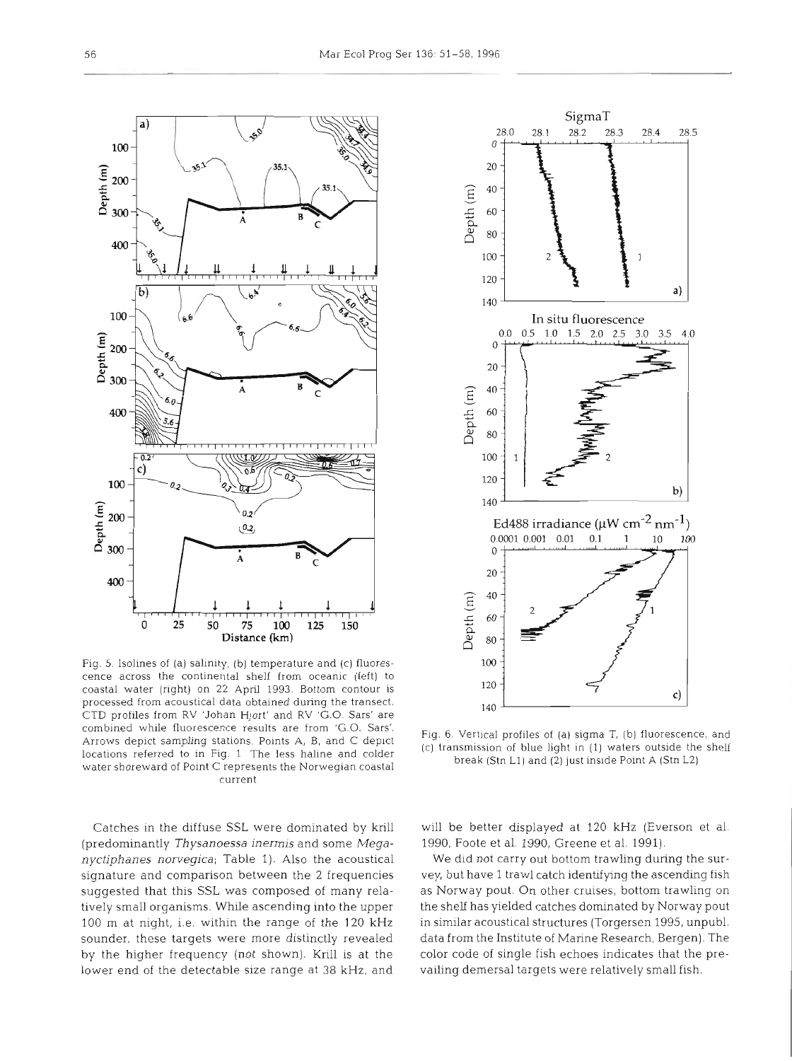Fig. 5. Isolines of (a) salinity, (b) temperature and (c) fluorescence across the continental shelf from oceanic (left) to coastal water (right) on 22 April 1993. Bottom contour is processed from acoustical data obtained during the transect. CTD profiles from RV 'Johan Hjort' and RV 'G.O. Sars' are combined while fluorescence results are from 'G.O. Sars'. Arrows depict sampling stations. Points A, B, and C depict locations referred to in Fig. 1. The less haline and colder water shoreward of Point C represents the Norwegian coastal current

Fig. 6. Vertical profiles of (a) sigma T, (b) fluorescence, and (c) transmission of blue light in (1) waters outside the shelf break (Stn L1) and (2) just inside Point A (Stn L2)

Catches in the diffuse SSL were dominated by krill (predominantly *Thysanoessa inermis* and some *Meganyctiphanes norvegica*; Table 1). Also the acoustical signature and comparison between the 2 frequencies suggested that this SSL was composed of many relatively small organisms. While ascending into the upper 100 m at night, i.e. within the range of the 120 kHz sounder, these targets were more distinctly revealed by the higher frequency (not shown). Krill is at the lower end of the detectable size range at 38 kHz, and will be better displayed at 120 kHz (Everson et al. 1990, Foote et al. 1990, Greene et al. 1991).

We did not carry out bottom trawling during the survey, but have 1 trawl catch identifying the ascending fish as Norway pout. On other cruises, bottom trawling on the shelf has yielded catches dominated by Norway pout in similar acoustical structures (Torgersen 1995, unpubl. data from the Institute of Marine Research, Bergen). The color code of single fish echoes indicates that the prevailing demersal targets were relatively small fish.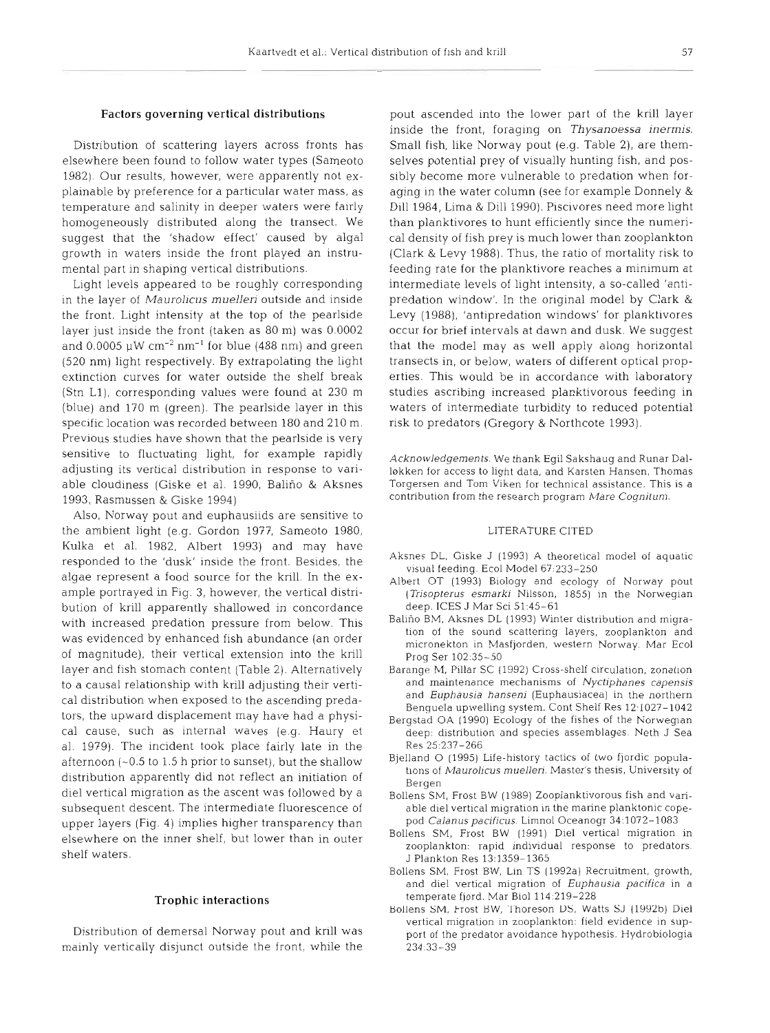### Factors governing vertical distributions

Distribution of scattering layers across fronts has elsewhere been found to follow water types (Sameoto 1982). Our results, however, were apparently not explainable by preference for a particular water mass, as temperature and salinity in deeper waters were fairly homogeneously distributed along the transect. We suggest that the 'shadow effect' caused by algal growth in waters inside the front played an instrumental part in shaping vertical distributions.

Light levels appeared to be roughly corresponding in the layer of *Maurolicus muelleri* outside and inside the front. Light intensity at the top of the pearlside layer just inside the front (taken as 80 m) was 0.0002 and 0.0005 $\mu W\ cm^{-2}\ nm^{-1}$ for blue (488 nm) and green (520 nm) light respectively. By extrapolating the light extinction curves for water outside the shelf break (Stn L1), corresponding values were found at 230 m (blue) and 170 m (green). The pearlside layer in this specific location was recorded between 180 and 210 m. Previous studies have shown that the pearlside is very sensitive to fluctuating light, for example rapidly adjusting its vertical distribution in response to variable cloudiness (Giske et al. 1990, Baliño & Aksnes 1993, Rasmussen & Giske 1994).

Also, Norway pout and euphausiids are sensitive to the ambient light (e.g. Gordon 1977, Sameoto 1980, Kulka et al. 1982, Albert 1993) and may have responded to the 'dusk' inside the front. Besides, the algae represent a food source for the krill. In the example portrayed in Fig. 3, however, the vertical distribution of krill apparently shallowed in concordance with increased predation pressure from below. This was evidenced by enhanced fish abundance (an order of magnitude), their vertical extension into the krill layer and fish stomach content (Table 2). Alternatively to a causal relationship with krill adjusting their vertical distribution when exposed to the ascending predators, the upward displacement may have had a physical cause, such as internal waves (e.g. Haury et al. 1979). The incident took place fairly late in the afternoon (~0.5 to 1.5 h prior to sunset), but the shallow distribution apparently did not reflect an initiation of diel vertical migration as the ascent was followed by a subsequent descent. The intermediate fluorescence of upper layers (Fig. 4) implies higher transparency than elsewhere on the inner shelf, but lower than in outer shelf waters.

### Trophic interactions

Distribution of demersal Norway pout and krill was mainly vertically disjunct outside the front, while the pout ascended into the lower part of the krill layer inside the front, foraging on *Thysanoessa inermis*. Small fish, like Norway pout (e.g. Table 2), are themselves potential prey of visually hunting fish, and possibly become more vulnerable to predation when foraging in the water column (see for example Donnely & Dill 1984, Lima & Dill 1990). Piscivores need more light than planktivores to hunt efficiently since the numerical density of fish prey is much lower than zooplankton (Clark & Levy 1988). Thus, the ratio of mortality risk to feeding rate for the planktivore reaches a minimum at intermediate levels of light intensity, a so-called 'antipredation window'. In the original model by Clark & Levy (1988), 'antipredation windows' for planktivores occur for brief intervals at dawn and dusk. We suggest that the model may as well apply along horizontal transects in, or below, waters of different optical properties. This would be in accordance with laboratory studies ascribing increased planktivorous feeding in waters of intermediate turbidity to reduced potential risk to predators (Gregory & Northcote 1993).

*Acknowledgements.* We thank Egil Sakshaug and Runar Dalløkken for access to light data, and Karsten Hansen, Thomas Torgersen and Tom Viken for technical assistance. This is a contribution from the research program *Mare Cognitum*.

## LITERATURE CITED

Aksnes DL, Giske J (1993) A theoretical model of aquatic visual feeding. Ecol Model 67:233–250

Albert OT (1993) Biology and ecology of Norway pout (*Trisopterus esmarki* Nilsson, 1855) in the Norwegian deep. ICES J Mar Sci 51:45–61

Baliño BM, Aksnes DL (1993) Winter distribution and migration of the sound scattering layers, zooplankton and micronekton in Masfjorden, western Norway. Mar Ecol Prog Ser 102:35–50

Barange M, Pillar SC (1992) Cross-shelf circulation, zonation and maintenance mechanisms of *Nyctiphanes capensis* and *Euphausia hanseni* (Euphausiacea) in the northern Benguela upwelling system. Cont Shelf Res 12:1027–1042

Bergstad OA (1990) Ecology of the fishes of the Norwegian deep: distribution and species assemblages. Neth J Sea Res 25:237–266

Bjelland O (1995) Life-history tactics of two fjordic populations of *Maurolicus muelleri*. Master's thesis, University of Bergen

Bollens SM, Frost BW (1989) Zooplanktivorous fish and variable diel vertical migration in the marine planktonic copepod *Calanus pacificus*. Limnol Oceanogr 34:1072–1083

Bollens SM, Frost BW (1991) Diel vertical migration in zooplankton: rapid individual response to predators. J Plankton Res 13:1359–1365

Bollens SM, Frost BW, Lin TS (1992a) Recruitment, growth, and diel vertical migration of *Euphausia pacifica* in a temperate fjord. Mar Biol 114:219–228

Bollens SM, Frost BW, Thoreson DS, Watts SJ (1992b) Diel vertical migration in zooplankton: field evidence in support of the predator avoidance hypothesis. Hydrobiologia 234:33–39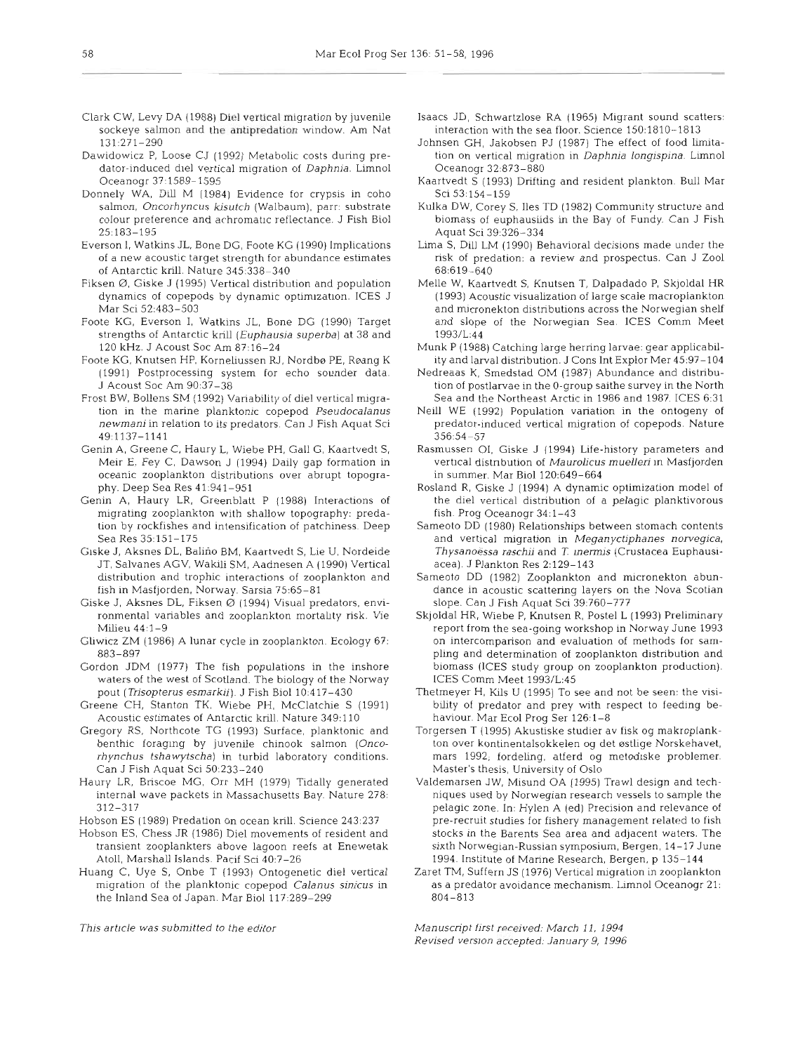Clark CW, Levy DA (1988) Diel vertical migration by juvenile sockeye salmon and the antipredation window. Am Nat 131:271–290

Dawidowicz P, Loose CJ (1992) Metabolic costs during predator-induced diel vertical migration of *Daphnia*. Limnol Oceanogr 37:1589–1595

Donnely WA, Dill M (1984) Evidence for crypsis in coho salmon, *Oncorhyncus kisutch* (Walbaum), parr: substrate colour preference and achromatic reflectance. J Fish Biol 25:183–195

Everson I, Watkins JL, Bone DG, Foote KG (1990) Implications of a new acoustic target strength for abundance estimates of Antarctic krill. Nature 345:338–340

Fiksen Ø, Giske J (1995) Vertical distribution and population dynamics of copepods by dynamic optimization. ICES J Mar Sci 52:483–503

Foote KG, Everson I, Watkins JL, Bone DG (1990) Target strengths of Antarctic krill (*Euphausia superba*) at 38 and 120 kHz. J Acoust Soc Am 87:16–24

Foote KG, Knutsen HP, Korneliussen RJ, Nordbø PE, Røang K (1991) Postprocessing system for echo sounder data. J Acoust Soc Am 90:37–38

Frost BW, Bollens SM (1992) Variability of diel vertical migration in the marine planktonic copepod *Pseudocalanus newmani* in relation to its predators. Can J Fish Aquat Sci 49:1137–1141

Genin A, Greene C, Haury L, Wiebe PH, Gall G, Kaartvedt S, Meir E, Fey C, Dawson J (1994) Daily gap formation in oceanic zooplankton distributions over abrupt topography. Deep Sea Res 41:941–951

Genin A, Haury LR, Greenblatt P (1988) Interactions of migrating zooplankton with shallow topography: predation by rockfishes and intensification of patchiness. Deep Sea Res 35:151–175

Giske J, Aksnes DL, Baliño BM, Kaartvedt S, Lie U, Nordeide JT, Salvanes AGV, Wakili SM, Aadnesen A (1990) Vertical distribution and trophic interactions of zooplankton and fish in Masfjorden, Norway. Sarsia 75:65–81

Giske J, Aksnes DL, Fiksen Ø (1994) Visual predators, environmental variables and zooplankton mortality risk. Vie Milieu 44:1–9

Gliwicz ZM (1986) A lunar cycle in zooplankton. Ecology 67: 883–897

Gordon JDM (1977) The fish populations in the inshore waters of the west of Scotland. The biology of the Norway pout (*Trisopterus esmarkii*). J Fish Biol 10:417–430

Greene CH, Stanton TK, Wiebe PH, McClatchie S (1991) Acoustic estimates of Antarctic krill. Nature 349:110

Gregory RS, Northcote TG (1993) Surface, planktonic and benthic foraging by juvenile chinook salmon (*Oncorhynchus tshawytscha*) in turbid laboratory conditions. Can J Fish Aquat Sci 50:233–240

Haury LR, Briscoe MG, Orr MH (1979) Tidally generated internal wave packets in Massachusetts Bay. Nature 278: 312–317

Hobson ES (1989) Predation on ocean krill. Science 243:237

Hobson ES, Chess JR (1986) Diel movements of resident and transient zooplankters above lagoon reefs at Enewetak Atoll, Marshall Islands. Pacif Sci 40:7–26

Huang C, Uye S, Onbe T (1993) Ontogenetic diel vertical migration of the planktonic copepod *Calanus sinicus* in the Inland Sea of Japan. Mar Biol 117:289–299

Isaacs JD, Schwartzlose RA (1965) Migrant sound scatters: interaction with the sea floor. Science 150:1810–1813

Johnsen GH, Jakobsen PJ (1987) The effect of food limitation on vertical migration in *Daphnia longispina*. Limnol Oceanogr 32:873–880

Kaartvedt S (1993) Drifting and resident plankton. Bull Mar Sci 53:154–159

Kulka DW, Corey S, Iles TD (1982) Community structure and biomass of euphausiids in the Bay of Fundy. Can J Fish Aquat Sci 39:326–334

Lima S, Dill LM (1990) Behavioral decisions made under the risk of predation: a review and prospectus. Can J Zool 68:619–640

Melle W, Kaartvedt S, Knutsen T, Dalpadado P, Skjoldal HR (1993) Acoustic visualization of large scale macroplankton and micronekton distributions across the Norwegian shelf and slope of the Norwegian Sea. ICES Comm Meet 1993/L:44

Munk P (1988) Catching large herring larvae: gear applicability and larval distribution. J Cons Int Explor Mer 45:97–104

Nedreaas K, Smedstad OM (1987) Abundance and distribution of postlarvae in the 0-group saithe survey in the North Sea and the Northeast Arctic in 1986 and 1987. ICES 6:31

Neill WE (1992) Population variation in the ontogeny of predator-induced vertical migration of copepods. Nature 356:54–57

Rasmussen OI, Giske J (1994) Life-history parameters and vertical distribution of *Maurolicus muelleri* in Masfjorden in summer. Mar Biol 120:649–664

Rosland R, Giske J (1994) A dynamic optimization model of the diel vertical distribution of a pelagic planktivorous fish. Prog Oceanogr 34:1–43

Sameoto DD (1980) Relationships between stomach contents and vertical migration in *Meganyctiphanes norvegica*, *Thysanoëssa raschii* and *T. inermis* (Crustacea Euphausiacea). J Plankton Res 2:129–143

Sameoto DD (1982) Zooplankton and micronekton abundance in acoustic scattering layers on the Nova Scotian slope. Can J Fish Aquat Sci 39:760–777

Skjoldal HR, Wiebe P, Knutsen R, Postel L (1993) Preliminary report from the sea-going workshop in Norway June 1993 on intercomparison and evaluation of methods for sampling and determination of zooplankton distribution and biomass (ICES study group on zooplankton production). ICES Comm Meet 1993/L:45

Thetmeyer H, Kils U (1995) To see and not be seen: the visibility of predator and prey with respect to feeding behaviour. Mar Ecol Prog Ser 126:1–8

Torgersen T (1995) Akustiske studier av fisk og makroplankton over kontinentalsokkelen og det østlige Norskehavet, mars 1992; fordeling, atferd og metodiske problemer. Master's thesis, University of Oslo

Valdemarsen JW, Misund OA (1995) Trawl design and techniques used by Norwegian research vessels to sample the pelagic zone. In: Hylen A (ed) Precision and relevance of pre-recruit studies for fishery management related to fish stocks in the Barents Sea area and adjacent waters. The sixth Norwegian-Russian symposium, Bergen, 14–17 June 1994. Institute of Marine Research, Bergen, p 135–144

Zaret TM, Suffern JS (1976) Vertical migration in zooplankton as a predator avoidance mechanism. Limnol Oceanogr 21: 804–813

*This article was submitted to the editor*

*Manuscript first received: March 11, 1994*
*Revised version accepted: January 9, 1996*